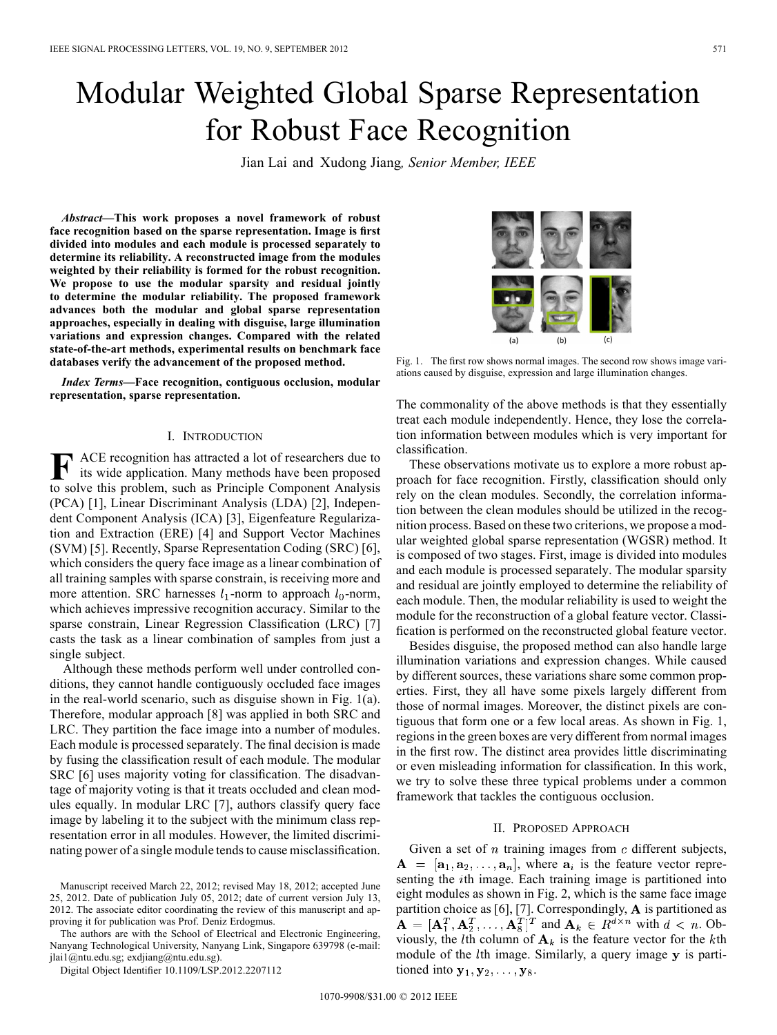# Modular Weighted Global Sparse Representation for Robust Face Recognition

Jian Lai and Xudong Jiang, *Senior Member, IEEE*

***Abstract*—This work proposes a novel framework of robust face recognition based on the sparse representation. Image is first divided into modules and each module is processed separately to determine its reliability. A reconstructed image from the modules weighted by their reliability is formed for the robust recognition. We propose to use the modular sparsity and residual jointly to determine the modular reliability. The proposed framework advances both the modular and global sparse representation approaches, especially in dealing with disguise, large illumination variations and expression changes. Compared with the related state-of-the-art methods, experimental results on benchmark face databases verify the advancement of the proposed method.**

***Index Terms*—Face recognition, contiguous occlusion, modular representation, sparse representation.**

## I. Introduction

FACE recognition has attracted a lot of researchers due to its wide application. Many methods have been proposed to solve this problem, such as Principle Component Analysis (PCA) [1], Linear Discriminant Analysis (LDA) [2], Independent Component Analysis (ICA) [3], Eigenfeature Regularization and Extraction (ERE) [4] and Support Vector Machines (SVM) [5]. Recently, Sparse Representation Coding (SRC) [6], which considers the query face image as a linear combination of all training samples with sparse constrain, is receiving more and more attention. SRC harnesses $l_1$-norm to approach $l_0$-norm, which achieves impressive recognition accuracy. Similar to the sparse constrain, Linear Regression Classification (LRC) [7] casts the task as a linear combination of samples from just a single subject.

Although these methods perform well under controlled conditions, they cannot handle contiguously occluded face images in the real-world scenario, such as disguise shown in Fig. 1(a). Therefore, modular approach [8] was applied in both SRC and LRC. They partition the face image into a number of modules. Each module is processed separately. The final decision is made by fusing the classification result of each module. The modular SRC [6] uses majority voting for classification. The disadvantage of majority voting is that it treats occluded and clean modules equally. In modular LRC [7], authors classify query face image by labeling it to the subject with the minimum class representation error in all modules. However, the limited discriminating power of a single module tends to cause misclassification.

Manuscript received March 22, 2012; revised May 18, 2012; accepted June 25, 2012. Date of publication July 05, 2012; date of current version July 13, 2012. The associate editor coordinating the review of this manuscript and approving it for publication was Prof. Deniz Erdogmus.

The authors are with the School of Electrical and Electronic Engineering, Nanyang Technological University, Nanyang Link, Singapore 639798 (e-mail: jlai1@ntu.edu.sg; exdjiang@ntu.edu.sg).

Digital Object Identifier 10.1109/LSP.2012.2207112

(a) (b) (c)

Fig. 1. The first row shows normal images. The second row shows image variations caused by disguise, expression and large illumination changes.

The commonality of the above methods is that they essentially treat each module independently. Hence, they lose the correlation information between modules which is very important for classification.

These observations motivate us to explore a more robust approach for face recognition. Firstly, classification should only rely on the clean modules. Secondly, the correlation information between the clean modules should be utilized in the recognition process. Based on these two criterions, we propose a modular weighted global sparse representation (WGSR) method. It is composed of two stages. First, image is divided into modules and each module is processed separately. The modular sparsity and residual are jointly employed to determine the reliability of each module. Then, the modular reliability is used to weight the module for the reconstruction of a global feature vector. Classification is performed on the reconstructed global feature vector.

Besides disguise, the proposed method can also handle large illumination variations and expression changes. While caused by different sources, these variations share some common properties. First, they all have some pixels largely different from those of normal images. Moreover, the distinct pixels are contiguous that form one or a few local areas. As shown in Fig. 1, regions in the green boxes are very different from normal images in the first row. The distinct area provides little discriminating or even misleading information for classification. In this work, we try to solve these three typical problems under a common framework that tackles the contiguous occlusion.

## II. Proposed Approach

Given a set of $n$ training images from $c$ different subjects, $\mathbf{A} = [\mathbf{a}_1, \mathbf{a}_2, \ldots, \mathbf{a}_n]$, where $\mathbf{a}_i$ is the feature vector representing the $i$th image. Each training image is partitioned into eight modules as shown in Fig. 2, which is the same face image partition choice as [6], [7]. Correspondingly, $\mathbf{A}$ is partitioned as $\mathbf{A} = [\mathbf{A}_1^T, \mathbf{A}_2^T, \ldots, \mathbf{A}_8^T]^T$ and $\mathbf{A}_k \in R^{d \times n}$ with $d < n$. Obviously, the $l$th column of $\mathbf{A}_k$ is the feature vector for the $k$th module of the $l$th image. Similarly, a query image $\mathbf{y}$ is partitioned into $\mathbf{y}_1, \mathbf{y}_2, \ldots, \mathbf{y}_8$.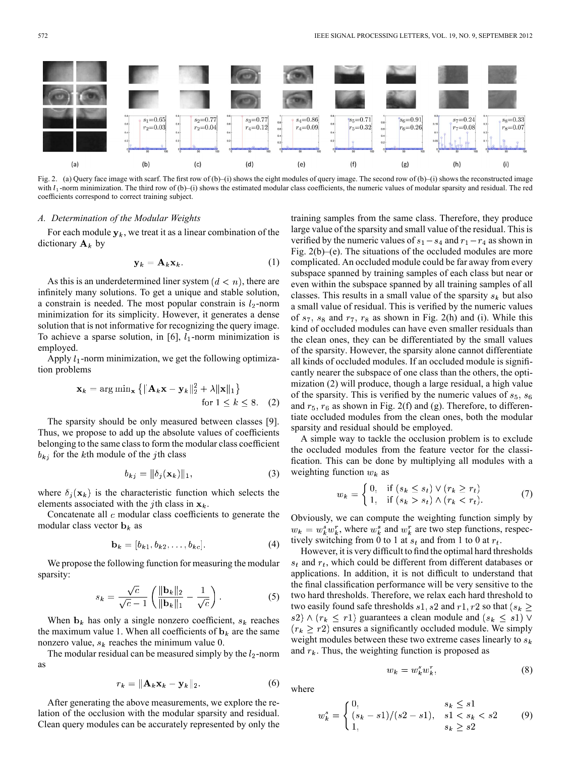Fig. 2. (a) Query face image with scarf. The first row of (b)–(i) shows the eight modules of query image. The second row of (b)–(i) shows the reconstructed image with $l_1$-norm minimization. The third row of (b)–(i) shows the estimated modular class coefficients, the numeric values of modular sparsity and residual. The red coefficients correspond to correct training subject.

### A. Determination of the Modular Weights

For each module $\mathbf{y}_k$, we treat it as a linear combination of the dictionary $\mathbf{A}_k$ by

$$\mathbf{y}_k = \mathbf{A}_k \mathbf{x}_k. \tag{1}$$

As this is an underdetermined liner system ($d < n$), there are infinitely many solutions. To get a unique and stable solution, a constrain is needed. The most popular constrain is $l_2$-norm minimization for its simplicity. However, it generates a dense solution that is not informative for recognizing the query image. To achieve a sparse solution, in [6], $l_1$-norm minimization is employed.

Apply $l_1$-norm minimization, we get the following optimization problems

$$\mathbf{x}_k = \arg\min_{\mathbf{x}} \left\{ \|\mathbf{A}_k \mathbf{x} - \mathbf{y}_k\|_2^2 + \lambda \|\mathbf{x}\|_1 \right\} \quad \text{for } 1 \leq k \leq 8. \tag{2}$$

The sparsity should be only measured between classes [9]. Thus, we propose to add up the absolute values of coefficients belonging to the same class to form the modular class coefficient $b_{kj}$ for the $k$th module of the $j$th class

$$b_{kj} = \|\delta_j(\mathbf{x}_k)\|_1, \tag{3}$$

where $\delta_j(\mathbf{x}_k)$ is the characteristic function which selects the elements associated with the $j$th class in $\mathbf{x}_k$.

Concatenate all $c$ modular class coefficients to generate the modular class vector $\mathbf{b}_k$ as

$$\mathbf{b}_k = [b_{k1}, b_{k2}, \ldots, b_{kc}]. \tag{4}$$

We propose the following function for measuring the modular sparsity:

$$s_k = \frac{\sqrt{c}}{\sqrt{c} - 1} \left( \frac{\|\mathbf{b}_k\|_2}{\|\mathbf{b}_k\|_1} - \frac{1}{\sqrt{c}} \right). \tag{5}$$

When $\mathbf{b}_k$ has only a single nonzero coefficient, $s_k$ reaches the maximum value 1. When all coefficients of $\mathbf{b}_k$ are the same nonzero value, $s_k$ reaches the minimum value 0.

The modular residual can be measured simply by the $l_2$-norm as

$$r_k = \|\mathbf{A}_k \mathbf{x}_k - \mathbf{y}_k\|_2. \tag{6}$$

After generating the above measurements, we explore the relation of the occlusion with the modular sparsity and residual. Clean query modules can be accurately represented by only the training samples from the same class. Therefore, they produce large value of the sparsity and small value of the residual. This is verified by the numeric values of $s_1 - s_4$ and $r_1 - r_4$ as shown in Fig. 2(b)–(e). The situations of the occluded modules are more complicated. An occluded module could be far away from every subspace spanned by training samples of each class but near or even within the subspace spanned by all training samples of all classes. This results in a small value of the sparsity $s_k$ but also a small value of residual. This is verified by the numeric values of $s_7$, $s_8$ and $r_7$, $r_8$ as shown in Fig. 2(h) and (i). While this kind of occluded modules can have even smaller residuals than the clean ones, they can be differentiated by the small values of the sparsity. However, the sparsity alone cannot differentiate all kinds of occluded modules. If an occluded module is significantly nearer the subspace of one class than the others, the optimization (2) will produce, though a large residual, a high value of the sparsity. This is verified by the numeric values of $s_5$, $s_6$ and $r_5$, $r_6$ as shown in Fig. 2(f) and (g). Therefore, to differentiate occluded modules from the clean ones, both the modular sparsity and residual should be employed.

A simple way to tackle the occlusion problem is to exclude the occluded modules from the feature vector for the classification. This can be done by multiplying all modules with a weighting function $w_k$ as

$$w_k = \begin{cases} 0, & \text{if } (s_k \leq s_t) \vee (r_k \geq r_t) \\ 1, & \text{if } (s_k > s_t) \wedge (r_k < r_t). \end{cases} \tag{7}$$

Obviously, we can compute the weighting function simply by $w_k = w_k^s w_k^r$, where $w_k^s$ and $w_k^r$ are two step functions, respectively switching from 0 to 1 at $s_t$ and from 1 to 0 at $r_t$.

However, it is very difficult to find the optimal hard thresholds $s_t$ and $r_t$, which could be different from different databases or applications. In addition, it is not difficult to understand that the final classification performance will be very sensitive to the two hard thresholds. Therefore, we relax each hard threshold to two easily found safe thresholds $s1, s2$ and $r1, r2$ so that $(s_k \geq s2) \wedge (r_k \leq r1)$ guarantees a clean module and $(s_k \leq s1) \vee (r_k \geq r2)$ ensures a significantly occluded module. We simply weight modules between these two extreme cases linearly to $s_k$ and $r_k$. Thus, the weighting function is proposed as

$$w_k = w_k^s w_k^r, \tag{8}$$

where

$$w_k^s = \begin{cases} 0, & s_k \leq s1 \\ (s_k - s1)/(s2 - s1), & s1 < s_k < s2 \\ 1, & s_k \geq s2 \end{cases} \tag{9}$$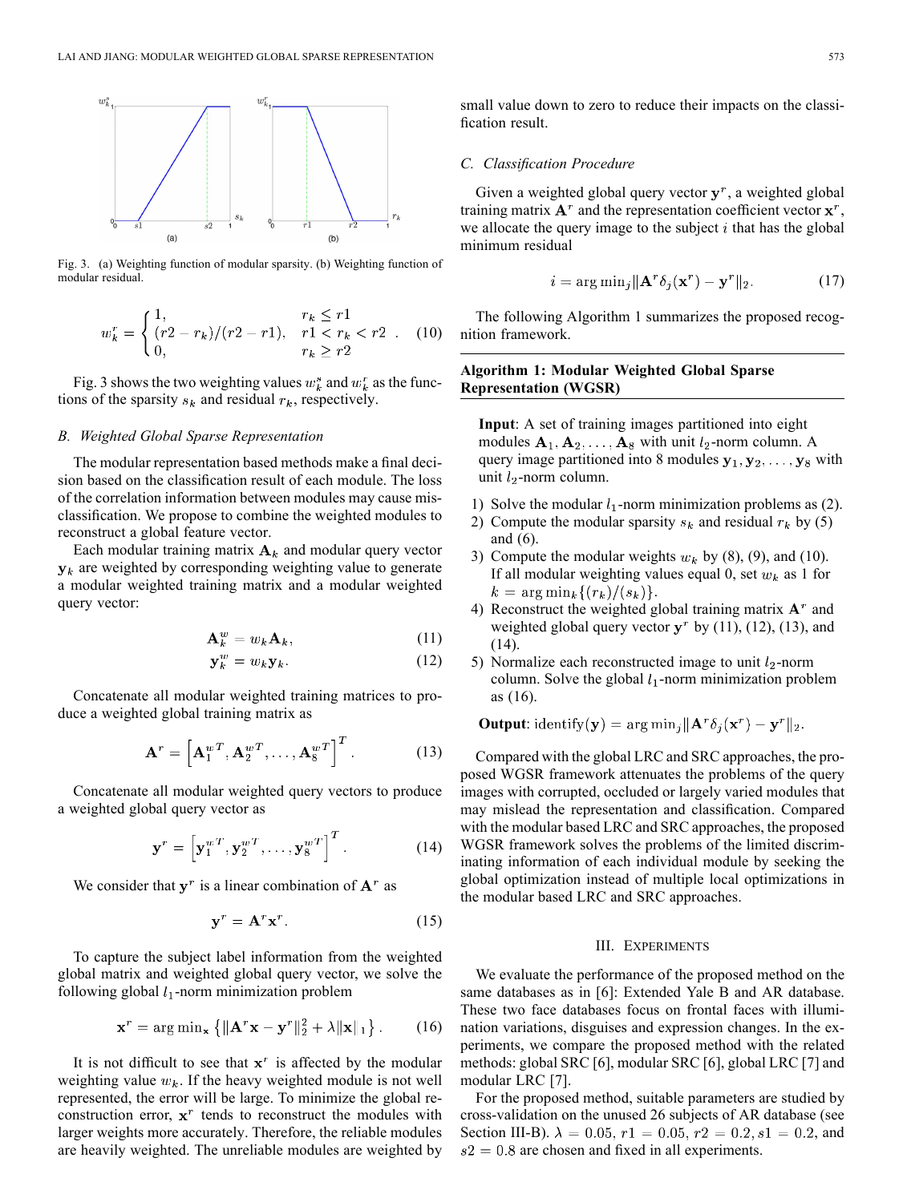Fig. 3. (a) Weighting function of modular sparsity. (b) Weighting function of modular residual.

$$w_k^r = \begin{cases} 1, & r_k \leq r1 \\ (r2 - r_k)/(r2 - r1), & r1 < r_k < r2 \\ 0, & r_k \geq r2 \end{cases} . \quad (10)$$

Fig. 3 shows the two weighting values $w_k^s$ and $w_k^r$ as the functions of the sparsity $s_k$ and residual $r_k$, respectively.

### B. Weighted Global Sparse Representation

The modular representation based methods make a final decision based on the classification result of each module. The loss of the correlation information between modules may cause misclassification. We propose to combine the weighted modules to reconstruct a global feature vector.

Each modular training matrix $\mathbf{A}_k$ and modular query vector $\mathbf{y}_k$ are weighted by corresponding weighting value to generate a modular weighted training matrix and a modular weighted query vector:

$$\mathbf{A}_k^w = w_k \mathbf{A}_k, \quad (11)$$

$$\mathbf{y}_k^w = w_k \mathbf{y}_k. \quad (12)$$

Concatenate all modular weighted training matrices to produce a weighted global training matrix as

$$\mathbf{A}^r = \left[ \mathbf{A}_1^{wT}, \mathbf{A}_2^{wT}, \ldots, \mathbf{A}_8^{wT} \right]^T. \quad (13)$$

Concatenate all modular weighted query vectors to produce a weighted global query vector as

$$\mathbf{y}^r = \left[ \mathbf{y}_1^{wT}, \mathbf{y}_2^{wT}, \ldots, \mathbf{y}_8^{wT} \right]^T. \quad (14)$$

We consider that $\mathbf{y}^r$ is a linear combination of $\mathbf{A}^r$ as

$$\mathbf{y}^r = \mathbf{A}^r \mathbf{x}^r. \quad (15)$$

To capture the subject label information from the weighted global matrix and weighted global query vector, we solve the following global $l_1$-norm minimization problem

$$\mathbf{x}^r = \arg\min_{\mathbf{x}} \left\{ \|\mathbf{A}^r \mathbf{x} - \mathbf{y}^r\|_2^2 + \lambda \|\mathbf{x}\|_1 \right\}. \quad (16)$$

It is not difficult to see that $\mathbf{x}^r$ is affected by the modular weighting value $w_k$. If the heavy weighted module is not well represented, the error will be large. To minimize the global reconstruction error, $\mathbf{x}^r$ tends to reconstruct the modules with larger weights more accurately. Therefore, the reliable modules are heavily weighted. The unreliable modules are weighted by small value down to zero to reduce their impacts on the classification result.

### C. Classification Procedure

Given a weighted global query vector $\mathbf{y}^r$, a weighted global training matrix $\mathbf{A}^r$ and the representation coefficient vector $\mathbf{x}^r$, we allocate the query image to the subject $i$ that has the global minimum residual

$$i = \arg\min_j \|\mathbf{A}^r \delta_j(\mathbf{x}^r) - \mathbf{y}^r\|_2. \quad (17)$$

The following Algorithm 1 summarizes the proposed recognition framework.

**Algorithm 1: Modular Weighted Global Sparse Representation (WGSR)**

**Input**: A set of training images partitioned into eight modules $\mathbf{A}_1, \mathbf{A}_2, \ldots, \mathbf{A}_8$ with unit $l_2$-norm column. A query image partitioned into 8 modules $\mathbf{y}_1, \mathbf{y}_2, \ldots, \mathbf{y}_8$ with unit $l_2$-norm column.

1) Solve the modular $l_1$-norm minimization problems as (2).
2) Compute the modular sparsity $s_k$ and residual $r_k$ by (5) and (6).
3) Compute the modular weights $w_k$ by (8), (9), and (10). If all modular weighting values equal 0, set $w_k$ as 1 for $k = \arg\min_k \{(r_k)/(s_k)\}$.
4) Reconstruct the weighted global training matrix $\mathbf{A}^r$ and weighted global query vector $\mathbf{y}^r$ by (11), (12), (13), and (14).
5) Normalize each reconstructed image to unit $l_2$-norm column. Solve the global $l_1$-norm minimization problem as (16).

**Output**: $\text{identify}(\mathbf{y}) = \arg\min_j \|\mathbf{A}^r \delta_j(\mathbf{x}^r) - \mathbf{y}^r\|_2$.

Compared with the global LRC and SRC approaches, the proposed WGSR framework attenuates the problems of the query images with corrupted, occluded or largely varied modules that may mislead the representation and classification. Compared with the modular based LRC and SRC approaches, the proposed WGSR framework solves the problems of the limited discriminating information of each individual module by seeking the global optimization instead of multiple local optimizations in the modular based LRC and SRC approaches.

## III. Experiments

We evaluate the performance of the proposed method on the same databases as in [6]: Extended Yale B and AR database. These two face databases focus on frontal faces with illumination variations, disguises and expression changes. In the experiments, we compare the proposed method with the related methods: global SRC [6], modular SRC [6], global LRC [7] and modular LRC [7].

For the proposed method, suitable parameters are studied by cross-validation on the unused 26 subjects of AR database (see Section III-B). $\lambda = 0.05$, $r1 = 0.05$, $r2 = 0.2$, $s1 = 0.2$, and $s2 = 0.8$ are chosen and fixed in all experiments.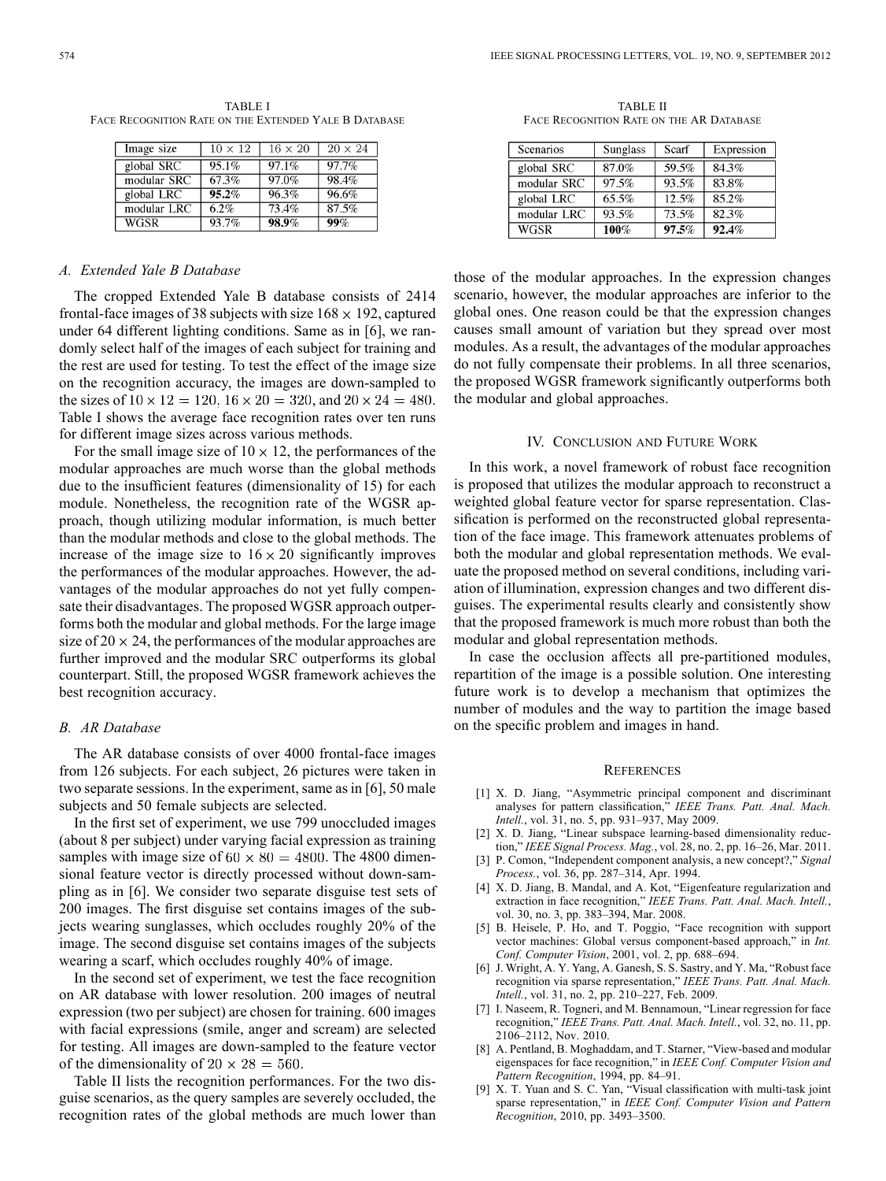TABLE I
FACE RECOGNITION RATE ON THE EXTENDED YALE B DATABASE

| Image size | $10 \times 12$ | $16 \times 20$ | $20 \times 24$ |
|---|---|---|---|
| global SRC | 95.1% | 97.1% | 97.7% |
| modular SRC | 67.3% | 97.0% | 98.4% |
| global LRC | **95.2**% | 96.3% | 96.6% |
| modular LRC | 6.2% | 73.4% | 87.5% |
| WGSR | 93.7% | **98.9**% | **99**% |

TABLE II
FACE RECOGNITION RATE ON THE AR DATABASE

| Scenarios | Sunglass | Scarf | Expression |
|---|---|---|---|
| global SRC | 87.0% | 59.5% | 84.3% |
| modular SRC | 97.5% | 93.5% | 83.8% |
| global LRC | 65.5% | 12.5% | 85.2% |
| modular LRC | 93.5% | 73.5% | 82.3% |
| WGSR | **100**% | **97.5**% | **92.4**% |

### *A. Extended Yale B Database*

The cropped Extended Yale B database consists of 2414 frontal-face images of 38 subjects with size $168 \times 192$, captured under 64 different lighting conditions. Same as in [6], we randomly select half of the images of each subject for training and the rest are used for testing. To test the effect of the image size on the recognition accuracy, the images are down-sampled to the sizes of $10 \times 12 = 120$, $16 \times 20 = 320$, and $20 \times 24 = 480$. Table I shows the average face recognition rates over ten runs for different image sizes across various methods.

For the small image size of $10 \times 12$, the performances of the modular approaches are much worse than the global methods due to the insufficient features (dimensionality of 15) for each module. Nonetheless, the recognition rate of the WGSR approach, though utilizing modular information, is much better than the modular methods and close to the global methods. The increase of the image size to $16 \times 20$ significantly improves the performances of the modular approaches. However, the advantages of the modular approaches do not yet fully compensate their disadvantages. The proposed WGSR approach outperforms both the modular and global methods. For the large image size of $20 \times 24$, the performances of the modular approaches are further improved and the modular SRC outperforms its global counterpart. Still, the proposed WGSR framework achieves the best recognition accuracy.

### *B. AR Database*

The AR database consists of over 4000 frontal-face images from 126 subjects. For each subject, 26 pictures were taken in two separate sessions. In the experiment, same as in [6], 50 male subjects and 50 female subjects are selected.

In the first set of experiment, we use 799 unoccluded images (about 8 per subject) under varying facial expression as training samples with image size of $60 \times 80 = 4800$. The 4800 dimensional feature vector is directly processed without down-sampling as in [6]. We consider two separate disguise test sets of 200 images. The first disguise set contains images of the subjects wearing sunglasses, which occludes roughly 20% of the image. The second disguise set contains images of the subjects wearing a scarf, which occludes roughly 40% of image.

In the second set of experiment, we test the face recognition on AR database with lower resolution. 200 images of neutral expression (two per subject) are chosen for training. 600 images with facial expressions (smile, anger and scream) are selected for testing. All images are down-sampled to the feature vector of the dimensionality of $20 \times 28 = 560$.

Table II lists the recognition performances. For the two disguise scenarios, as the query samples are severely occluded, the recognition rates of the global methods are much lower than those of the modular approaches. In the expression changes scenario, however, the modular approaches are inferior to the global ones. One reason could be that the expression changes causes small amount of variation but they spread over most modules. As a result, the advantages of the modular approaches do not fully compensate their problems. In all three scenarios, the proposed WGSR framework significantly outperforms both the modular and global approaches.

## IV. CONCLUSION AND FUTURE WORK

In this work, a novel framework of robust face recognition is proposed that utilizes the modular approach to reconstruct a weighted global feature vector for sparse representation. Classification is performed on the reconstructed global representation of the face image. This framework attenuates problems of both the modular and global representation methods. We evaluate the proposed method on several conditions, including variation of illumination, expression changes and two different disguises. The experimental results clearly and consistently show that the proposed framework is much more robust than both the modular and global representation methods.

In case the occlusion affects all pre-partitioned modules, repartition of the image is a possible solution. One interesting future work is to develop a mechanism that optimizes the number of modules and the way to partition the image based on the specific problem and images in hand.

## REFERENCES

[1] X. D. Jiang, "Asymmetric principal component and discriminant analyses for pattern classification," *IEEE Trans. Patt. Anal. Mach. Intell.*, vol. 31, no. 5, pp. 931–937, May 2009.

[2] X. D. Jiang, "Linear subspace learning-based dimensionality reduction," *IEEE Signal Process. Mag.*, vol. 28, no. 2, pp. 16–26, Mar. 2011.

[3] P. Comon, "Independent component analysis, a new concept?," *Signal Process.*, vol. 36, pp. 287–314, Apr. 1994.

[4] X. D. Jiang, B. Mandal, and A. Kot, "Eigenfeature regularization and extraction in face recognition," *IEEE Trans. Patt. Anal. Mach. Intell.*, vol. 30, no. 3, pp. 383–394, Mar. 2008.

[5] B. Heisele, P. Ho, and T. Poggio, "Face recognition with support vector machines: Global versus component-based approach," in *Int. Conf. Computer Vision*, 2001, vol. 2, pp. 688–694.

[6] J. Wright, A. Y. Yang, A. Ganesh, S. S. Sastry, and Y. Ma, "Robust face recognition via sparse representation," *IEEE Trans. Patt. Anal. Mach. Intell.*, vol. 31, no. 2, pp. 210–227, Feb. 2009.

[7] I. Naseem, R. Togneri, and M. Bennamoun, "Linear regression for face recognition," *IEEE Trans. Patt. Anal. Mach. Intell.*, vol. 32, no. 11, pp. 2106–2112, Nov. 2010.

[8] A. Pentland, B. Moghaddam, and T. Starner, "View-based and modular eigenspaces for face recognition," in *IEEE Conf. Computer Vision and Pattern Recognition*, 1994, pp. 84–91.

[9] X. T. Yuan and S. C. Yan, "Visual classification with multi-task joint sparse representation," in *IEEE Conf. Computer Vision and Pattern Recognition*, 2010, pp. 3493–3500.